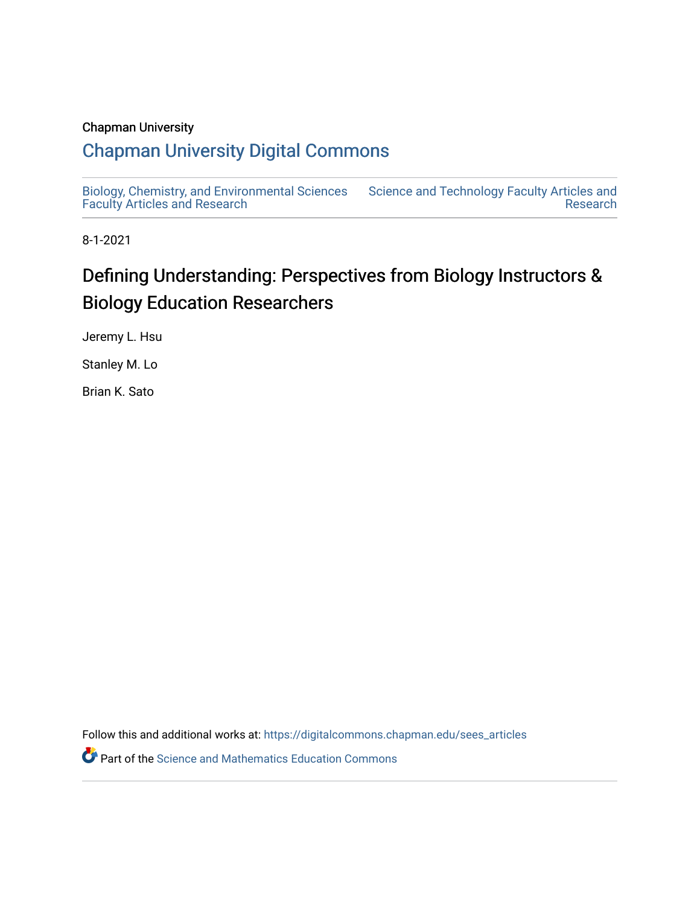Chapman University

## Chapman University Digital Commons

Biology, Chemistry, and Environmental Sciences Faculty Articles and Research

Science and Technology Faculty Articles and Research

8-1-2021

# Defining Understanding: Perspectives from Biology Instructors & Biology Education Researchers

Jeremy L. Hsu

Stanley M. Lo

Brian K. Sato

Follow this and additional works at: https://digitalcommons.chapman.edu/sees_articles

Part of the Science and Mathematics Education Commons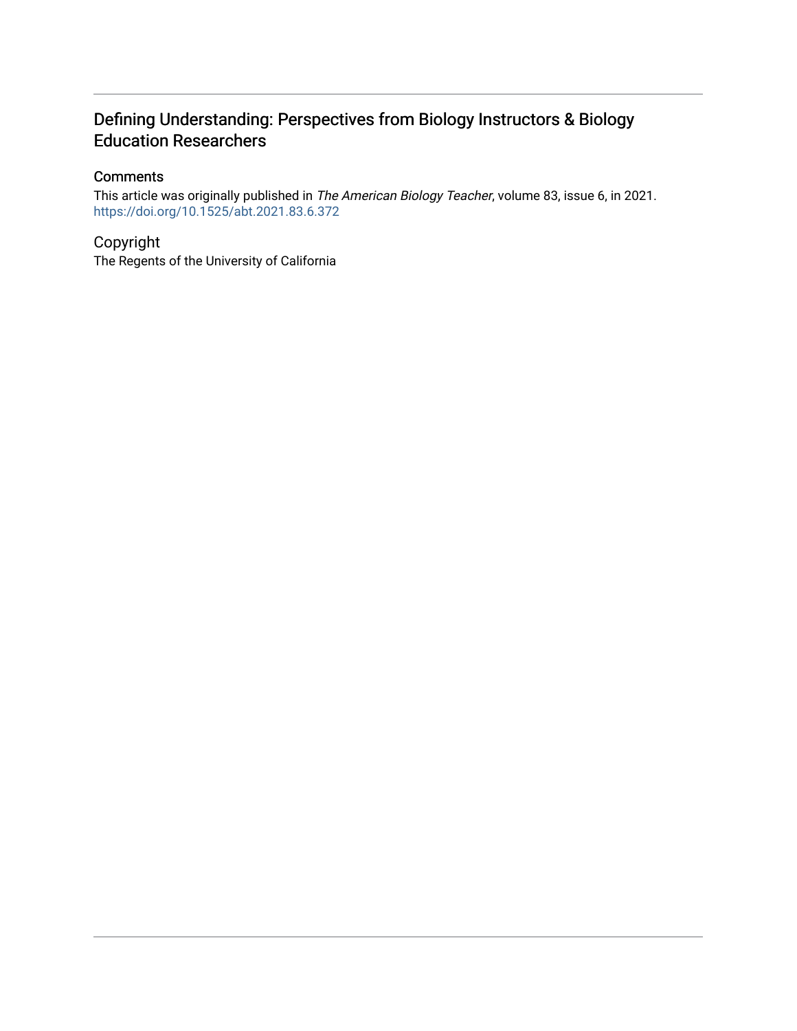# Defining Understanding: Perspectives from Biology Instructors & Biology Education Researchers

## Comments

This article was originally published in *The American Biology Teacher*, volume 83, issue 6, in 2021. https://doi.org/10.1525/abt.2021.83.6.372

## Copyright

The Regents of the University of California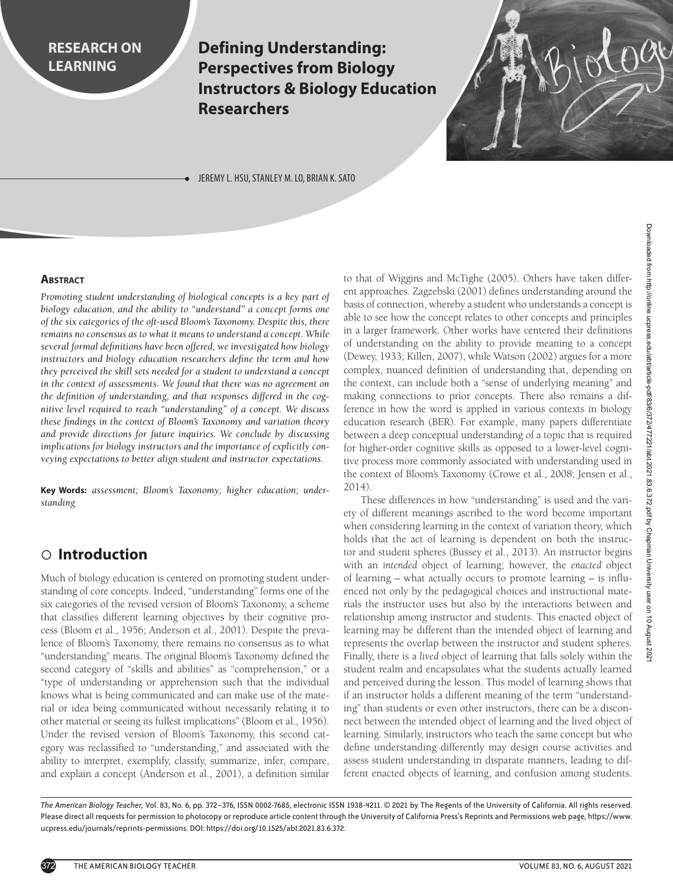RESEARCH ON LEARNING

# Defining Understanding: Perspectives from Biology Instructors & Biology Education Researchers

JEREMY L. HSU, STANLEY M. LO, BRIAN K. SATO

### Abstract

*Promoting student understanding of biological concepts is a key part of biology education, and the ability to "understand" a concept forms one of the six categories of the oft-used Bloom's Taxonomy. Despite this, there remains no consensus as to what it means to understand a concept. While several formal definitions have been offered, we investigated how biology instructors and biology education researchers define the term and how they perceived the skill sets needed for a student to understand a concept in the context of assessments. We found that there was no agreement on the definition of understanding, and that responses differed in the cognitive level required to reach "understanding" of a concept. We discuss these findings in the context of Bloom's Taxonomy and variation theory and provide directions for future inquiries. We conclude by discussing implications for biology instructors and the importance of explicitly conveying expectations to better align student and instructor expectations.*

**Key Words:** *assessment; Bloom's Taxonomy; higher education; understanding*

## Introduction

Much of biology education is centered on promoting student understanding of core concepts. Indeed, "understanding" forms one of the six categories of the revised version of Bloom's Taxonomy, a scheme that classifies different learning objectives by their cognitive process (Bloom et al., 1956; Anderson et al., 2001). Despite the prevalence of Bloom's Taxonomy, there remains no consensus as to what "understanding" means. The original Bloom's Taxonomy defined the second category of "skills and abilities" as "comprehension," or a "type of understanding or apprehension such that the individual knows what is being communicated and can make use of the material or idea being communicated without necessarily relating it to other material or seeing its fullest implications" (Bloom et al., 1956). Under the revised version of Bloom's Taxonomy, this second category was reclassified to "understanding," and associated with the ability to interpret, exemplify, classify, summarize, infer, compare, and explain a concept (Anderson et al., 2001), a definition similar to that of Wiggins and McTighe (2005). Others have taken different approaches. Zagzebski (2001) defines understanding around the basis of connection, whereby a student who understands a concept is able to see how the concept relates to other concepts and principles in a larger framework. Other works have centered their definitions of understanding on the ability to provide meaning to a concept (Dewey, 1933; Killen, 2007), while Watson (2002) argues for a more complex, nuanced definition of understanding that, depending on the context, can include both a "sense of underlying meaning" and making connections to prior concepts. There also remains a difference in how the word is applied in various contexts in biology education research (BER). For example, many papers differentiate between a deep conceptual understanding of a topic that is required for higher-order cognitive skills as opposed to a lower-level cognitive process more commonly associated with understanding used in the context of Bloom's Taxonomy (Crowe et al., 2008; Jensen et al., 2014).

These differences in how "understanding" is used and the variety of different meanings ascribed to the word become important when considering learning in the context of variation theory, which holds that the act of learning is dependent on both the instructor and student spheres (Bussey et al., 2013). An instructor begins with an *intended* object of learning; however, the *enacted* object of learning – what actually occurs to promote learning – is influenced not only by the pedagogical choices and instructional materials the instructor uses but also by the interactions between and relationship among instructor and students. This enacted object of learning may be different than the intended object of learning and represents the overlap between the instructor and student spheres. Finally, there is a *lived* object of learning that falls solely within the student realm and encapsulates what the students actually learned and perceived during the lesson. This model of learning shows that if an instructor holds a different meaning of the term "understanding" than students or even other instructors, there can be a disconnect between the intended object of learning and the lived object of learning. Similarly, instructors who teach the same concept but who define understanding differently may design course activities and assess student understanding in disparate manners, leading to different enacted objects of learning, and confusion among students.

*The American Biology Teacher,* Vol. 83, No. 6, pp. 372–376, ISSN 0002-7685, electronic ISSN 1938-4211. © 2021 by The Regents of the University of California. All rights reserved. Please direct all requests for permission to photocopy or reproduce article content through the University of California Press's Reprints and Permissions web page, https://www.ucpress.edu/journals/reprints-permissions. DOI: https://doi.org/10.1525/abt.2021.83.6.372.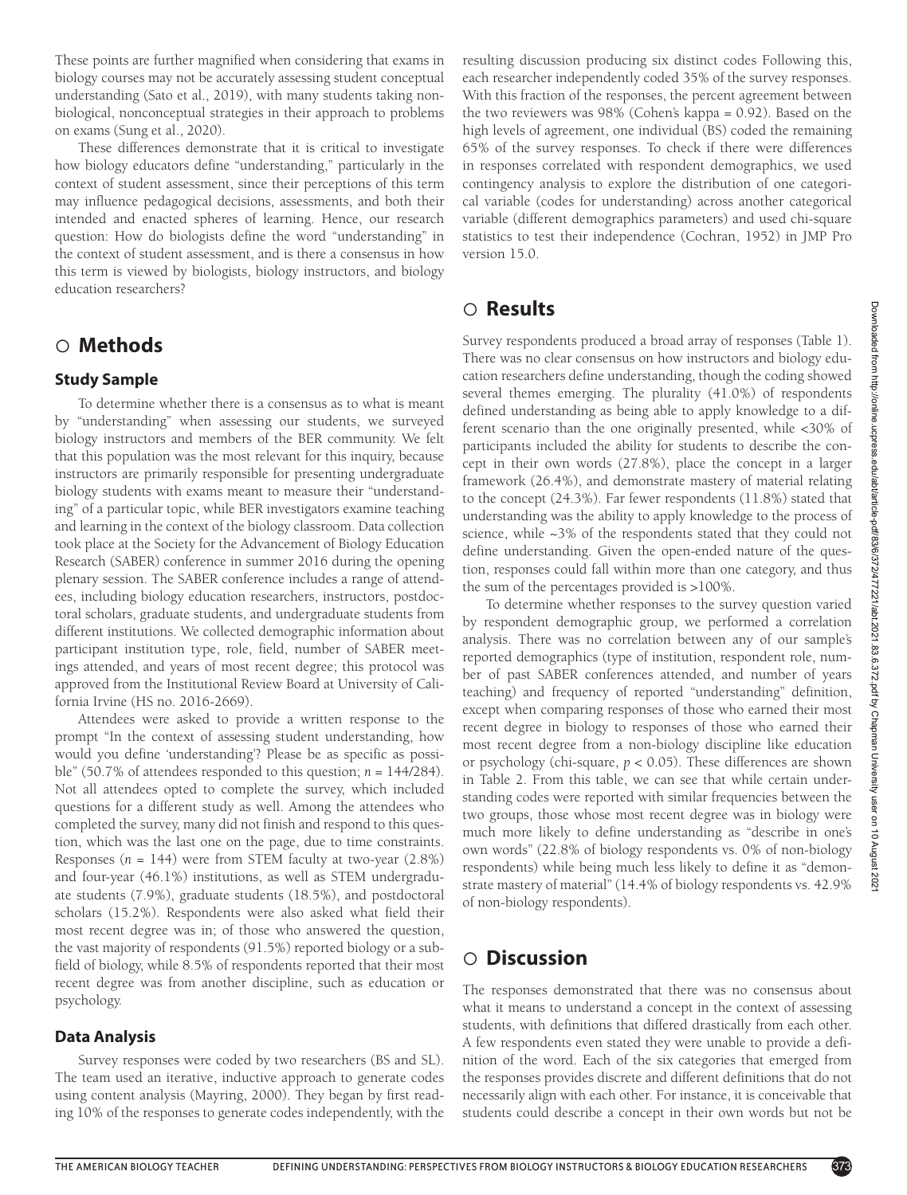These points are further magnified when considering that exams in biology courses may not be accurately assessing student conceptual understanding (Sato et al., 2019), with many students taking nonbiological, nonconceptual strategies in their approach to problems on exams (Sung et al., 2020).

These differences demonstrate that it is critical to investigate how biology educators define "understanding," particularly in the context of student assessment, since their perceptions of this term may influence pedagogical decisions, assessments, and both their intended and enacted spheres of learning. Hence, our research question: How do biologists define the word "understanding" in the context of student assessment, and is there a consensus in how this term is viewed by biologists, biology instructors, and biology education researchers?

# ○ Methods

## Study Sample

To determine whether there is a consensus as to what is meant by "understanding" when assessing our students, we surveyed biology instructors and members of the BER community. We felt that this population was the most relevant for this inquiry, because instructors are primarily responsible for presenting undergraduate biology students with exams meant to measure their "understanding" of a particular topic, while BER investigators examine teaching and learning in the context of the biology classroom. Data collection took place at the Society for the Advancement of Biology Education Research (SABER) conference in summer 2016 during the opening plenary session. The SABER conference includes a range of attendees, including biology education researchers, instructors, postdoctoral scholars, graduate students, and undergraduate students from different institutions. We collected demographic information about participant institution type, role, field, number of SABER meetings attended, and years of most recent degree; this protocol was approved from the Institutional Review Board at University of California Irvine (HS no. 2016-2669).

Attendees were asked to provide a written response to the prompt "In the context of assessing student understanding, how would you define 'understanding'? Please be as specific as possible" (50.7% of attendees responded to this question; *n* = 144/284). Not all attendees opted to complete the survey, which included questions for a different study as well. Among the attendees who completed the survey, many did not finish and respond to this question, which was the last one on the page, due to time constraints. Responses (*n* = 144) were from STEM faculty at two-year (2.8%) and four-year (46.1%) institutions, as well as STEM undergraduate students (7.9%), graduate students (18.5%), and postdoctoral scholars (15.2%). Respondents were also asked what field their most recent degree was in; of those who answered the question, the vast majority of respondents (91.5%) reported biology or a subfield of biology, while 8.5% of respondents reported that their most recent degree was from another discipline, such as education or psychology.

## Data Analysis

Survey responses were coded by two researchers (BS and SL). The team used an iterative, inductive approach to generate codes using content analysis (Mayring, 2000). They began by first reading 10% of the responses to generate codes independently, with the resulting discussion producing six distinct codes Following this, each researcher independently coded 35% of the survey responses. With this fraction of the responses, the percent agreement between the two reviewers was 98% (Cohen's kappa = 0.92). Based on the high levels of agreement, one individual (BS) coded the remaining 65% of the survey responses. To check if there were differences in responses correlated with respondent demographics, we used contingency analysis to explore the distribution of one categorical variable (codes for understanding) across another categorical variable (different demographics parameters) and used chi-square statistics to test their independence (Cochran, 1952) in JMP Pro version 15.0.

# ○ Results

Survey respondents produced a broad array of responses (Table 1). There was no clear consensus on how instructors and biology education researchers define understanding, though the coding showed several themes emerging. The plurality (41.0%) of respondents defined understanding as being able to apply knowledge to a different scenario than the one originally presented, while <30% of participants included the ability for students to describe the concept in their own words (27.8%), place the concept in a larger framework (26.4%), and demonstrate mastery of material relating to the concept (24.3%). Far fewer respondents (11.8%) stated that understanding was the ability to apply knowledge to the process of science, while ~3% of the respondents stated that they could not define understanding. Given the open-ended nature of the question, responses could fall within more than one category, and thus the sum of the percentages provided is >100%.

To determine whether responses to the survey question varied by respondent demographic group, we performed a correlation analysis. There was no correlation between any of our sample's reported demographics (type of institution, respondent role, number of past SABER conferences attended, and number of years teaching) and frequency of reported "understanding" definition, except when comparing responses of those who earned their most recent degree in biology to responses of those who earned their most recent degree from a non-biology discipline like education or psychology (chi-square, $p < 0.05$). These differences are shown in Table 2. From this table, we can see that while certain understanding codes were reported with similar frequencies between the two groups, those whose most recent degree was in biology were much more likely to define understanding as "describe in one's own words" (22.8% of biology respondents vs. 0% of non-biology respondents) while being much less likely to define it as "demonstrate mastery of material" (14.4% of biology respondents vs. 42.9% of non-biology respondents).

# ○ Discussion

The responses demonstrated that there was no consensus about what it means to understand a concept in the context of assessing students, with definitions that differed drastically from each other. A few respondents even stated they were unable to provide a definition of the word. Each of the six categories that emerged from the responses provides discrete and different definitions that do not necessarily align with each other. For instance, it is conceivable that students could describe a concept in their own words but not be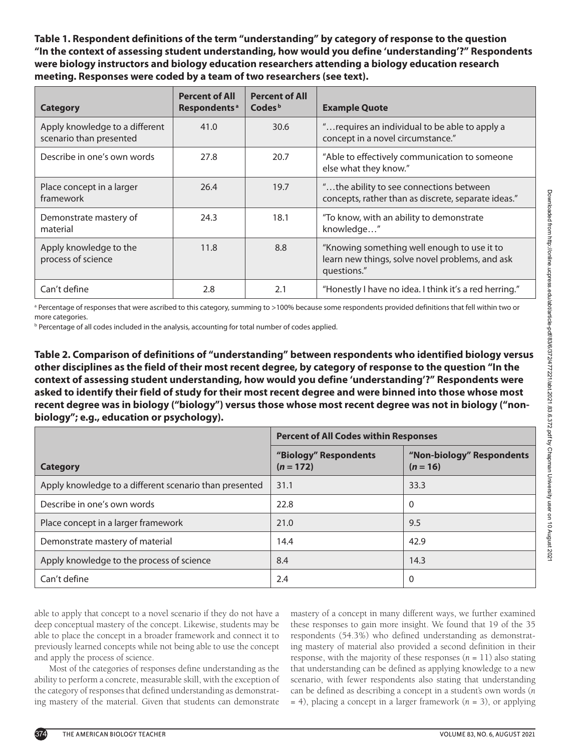**Table 1. Respondent definitions of the term "understanding" by category of response to the question "In the context of assessing student understanding, how would you define 'understanding'?" Respondents were biology instructors and biology education researchers attending a biology education research meeting. Responses were coded by a team of two researchers (see text).**

| Category | Percent of All Respondents[a] | Percent of All Codes[b] | Example Quote |
|---|---|---|---|
| Apply knowledge to a different scenario than presented | 41.0 | 30.6 | "…requires an individual to be able to apply a concept in a novel circumstance." |
| Describe in one's own words | 27.8 | 20.7 | "Able to effectively communication to someone else what they know." |
| Place concept in a larger framework | 26.4 | 19.7 | "…the ability to see connections between concepts, rather than as discrete, separate ideas." |
| Demonstrate mastery of material | 24.3 | 18.1 | "To know, with an ability to demonstrate knowledge…" |
| Apply knowledge to the process of science | 11.8 | 8.8 | "Knowing something well enough to use it to learn new things, solve novel problems, and ask questions." |
| Can't define | 2.8 | 2.1 | "Honestly I have no idea. I think it's a red herring." |

[a] Percentage of responses that were ascribed to this category, summing to >100% because some respondents provided definitions that fell within two or more categories.

[b] Percentage of all codes included in the analysis, accounting for total number of codes applied.

**Table 2. Comparison of definitions of "understanding" between respondents who identified biology versus other disciplines as the field of their most recent degree, by category of response to the question "In the context of assessing student understanding, how would you define 'understanding'?" Respondents were asked to identify their field of study for their most recent degree and were binned into those whose most recent degree was in biology ("biology") versus those whose most recent degree was not in biology ("non-biology"; e.g., education or psychology).**

| | Percent of All Codes within Responses | |
|---|---|---|
| Category | "Biology" Respondents ($n = 172$) | "Non-biology" Respondents ($n = 16$) |
| Apply knowledge to a different scenario than presented | 31.1 | 33.3 |
| Describe in one's own words | 22.8 | 0 |
| Place concept in a larger framework | 21.0 | 9.5 |
| Demonstrate mastery of material | 14.4 | 42.9 |
| Apply knowledge to the process of science | 8.4 | 14.3 |
| Can't define | 2.4 | 0 |

able to apply that concept to a novel scenario if they do not have a deep conceptual mastery of the concept. Likewise, students may be able to place the concept in a broader framework and connect it to previously learned concepts while not being able to use the concept and apply the process of science.

Most of the categories of responses define understanding as the ability to perform a concrete, measurable skill, with the exception of the category of responses that defined understanding as demonstrating mastery of the material. Given that students can demonstrate mastery of a concept in many different ways, we further examined these responses to gain more insight. We found that 19 of the 35 respondents (54.3%) who defined understanding as demonstrating mastery of material also provided a second definition in their response, with the majority of these responses ($n = 11$) also stating that understanding can be defined as applying knowledge to a new scenario, with fewer respondents also stating that understanding can be defined as describing a concept in a student's own words ($n = 4$), placing a concept in a larger framework ($n = 3$), or applying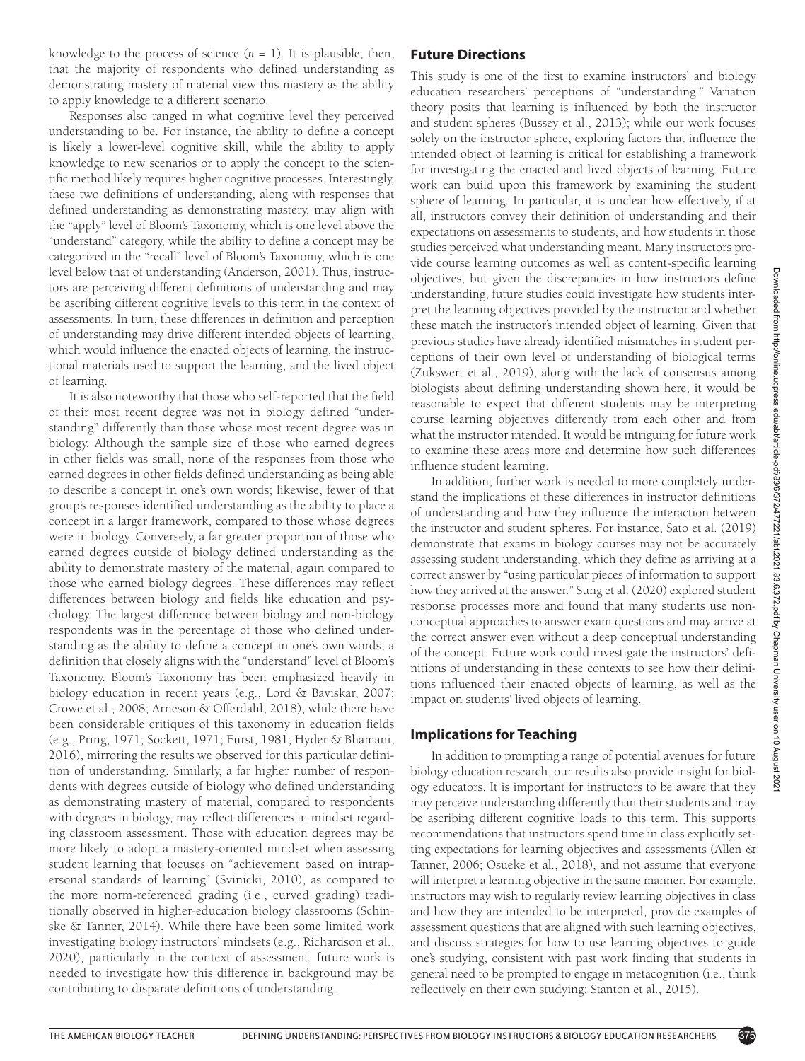knowledge to the process of science ($n$ = 1). It is plausible, then, that the majority of respondents who defined understanding as demonstrating mastery of material view this mastery as the ability to apply knowledge to a different scenario.

Responses also ranged in what cognitive level they perceived understanding to be. For instance, the ability to define a concept is likely a lower-level cognitive skill, while the ability to apply knowledge to new scenarios or to apply the concept to the scientific method likely requires higher cognitive processes. Interestingly, these two definitions of understanding, along with responses that defined understanding as demonstrating mastery, may align with the "apply" level of Bloom's Taxonomy, which is one level above the "understand" category, while the ability to define a concept may be categorized in the "recall" level of Bloom's Taxonomy, which is one level below that of understanding (Anderson, 2001). Thus, instructors are perceiving different definitions of understanding and may be ascribing different cognitive levels to this term in the context of assessments. In turn, these differences in definition and perception of understanding may drive different intended objects of learning, which would influence the enacted objects of learning, the instructional materials used to support the learning, and the lived object of learning.

It is also noteworthy that those who self-reported that the field of their most recent degree was not in biology defined "understanding" differently than those whose most recent degree was in biology. Although the sample size of those who earned degrees in other fields was small, none of the responses from those who earned degrees in other fields defined understanding as being able to describe a concept in one's own words; likewise, fewer of that group's responses identified understanding as the ability to place a concept in a larger framework, compared to those whose degrees were in biology. Conversely, a far greater proportion of those who earned degrees outside of biology defined understanding as the ability to demonstrate mastery of the material, again compared to those who earned biology degrees. These differences may reflect differences between biology and fields like education and psychology. The largest difference between biology and non-biology respondents was in the percentage of those who defined understanding as the ability to define a concept in one's own words, a definition that closely aligns with the "understand" level of Bloom's Taxonomy. Bloom's Taxonomy has been emphasized heavily in biology education in recent years (e.g., Lord & Baviskar, 2007; Crowe et al., 2008; Arneson & Offerdahl, 2018), while there have been considerable critiques of this taxonomy in education fields (e.g., Pring, 1971; Sockett, 1971; Furst, 1981; Hyder & Bhamani, 2016), mirroring the results we observed for this particular definition of understanding. Similarly, a far higher number of respondents with degrees outside of biology who defined understanding as demonstrating mastery of material, compared to respondents with degrees in biology, may reflect differences in mindset regarding classroom assessment. Those with education degrees may be more likely to adopt a mastery-oriented mindset when assessing student learning that focuses on "achievement based on intrapersonal standards of learning" (Svinicki, 2010), as compared to the more norm-referenced grading (i.e., curved grading) traditionally observed in higher-education biology classrooms (Schinske & Tanner, 2014). While there have been some limited work investigating biology instructors' mindsets (e.g., Richardson et al., 2020), particularly in the context of assessment, future work is needed to investigate how this difference in background may be contributing to disparate definitions of understanding.

## Future Directions

This study is one of the first to examine instructors' and biology education researchers' perceptions of "understanding." Variation theory posits that learning is influenced by both the instructor and student spheres (Bussey et al., 2013); while our work focuses solely on the instructor sphere, exploring factors that influence the intended object of learning is critical for establishing a framework for investigating the enacted and lived objects of learning. Future work can build upon this framework by examining the student sphere of learning. In particular, it is unclear how effectively, if at all, instructors convey their definition of understanding and their expectations on assessments to students, and how students in those studies perceived what understanding meant. Many instructors provide course learning outcomes as well as content-specific learning objectives, but given the discrepancies in how instructors define understanding, future studies could investigate how students interpret the learning objectives provided by the instructor and whether these match the instructor's intended object of learning. Given that previous studies have already identified mismatches in student perceptions of their own level of understanding of biological terms (Zukswert et al., 2019), along with the lack of consensus among biologists about defining understanding shown here, it would be reasonable to expect that different students may be interpreting course learning objectives differently from each other and from what the instructor intended. It would be intriguing for future work to examine these areas more and determine how such differences influence student learning.

In addition, further work is needed to more completely understand the implications of these differences in instructor definitions of understanding and how they influence the interaction between the instructor and student spheres. For instance, Sato et al. (2019) demonstrate that exams in biology courses may not be accurately assessing student understanding, which they define as arriving at a correct answer by "using particular pieces of information to support how they arrived at the answer." Sung et al. (2020) explored student response processes more and found that many students use non-conceptual approaches to answer exam questions and may arrive at the correct answer even without a deep conceptual understanding of the concept. Future work could investigate the instructors' definitions of understanding in these contexts to see how their definitions influenced their enacted objects of learning, as well as the impact on students' lived objects of learning.

## Implications for Teaching

In addition to prompting a range of potential avenues for future biology education research, our results also provide insight for biology educators. It is important for instructors to be aware that they may perceive understanding differently than their students and may be ascribing different cognitive loads to this term. This supports recommendations that instructors spend time in class explicitly setting expectations for learning objectives and assessments (Allen & Tanner, 2006; Osueke et al., 2018), and not assume that everyone will interpret a learning objective in the same manner. For example, instructors may wish to regularly review learning objectives in class and how they are intended to be interpreted, provide examples of assessment questions that are aligned with such learning objectives, and discuss strategies for how to use learning objectives to guide one's studying, consistent with past work finding that students in general need to be prompted to engage in metacognition (i.e., think reflectively on their own studying; Stanton et al., 2015).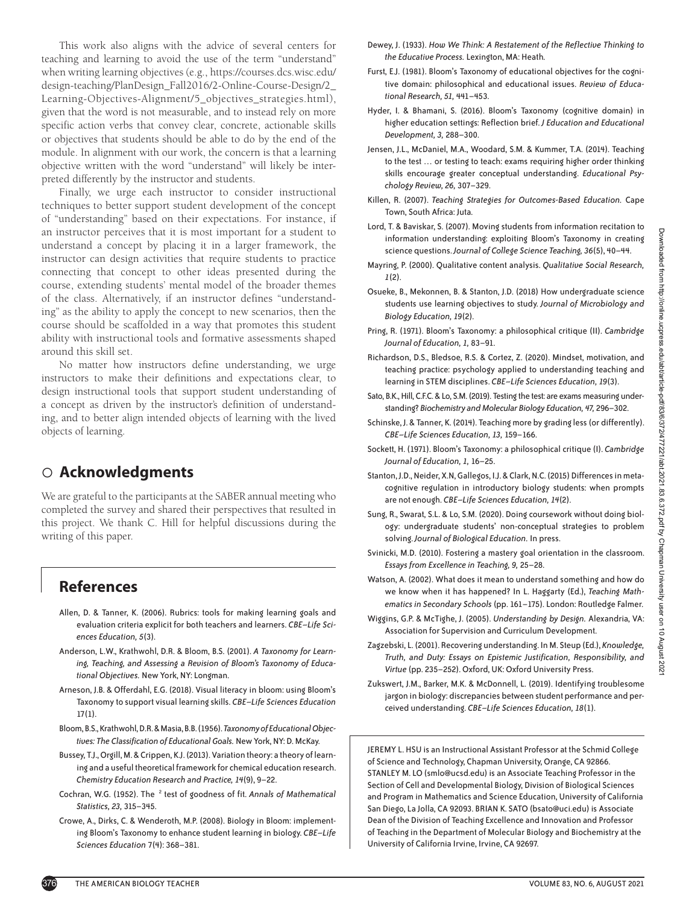This work also aligns with the advice of several centers for teaching and learning to avoid the use of the term "understand" when writing learning objectives (e.g., https://courses.dcs.wisc.edu/design-teaching/PlanDesign_Fall2016/2-Online-Course-Design/2_Learning-Objectives-Alignment/5_objectives_strategies.html), given that the word is not measurable, and to instead rely on more specific action verbs that convey clear, concrete, actionable skills or objectives that students should be able to do by the end of the module. In alignment with our work, the concern is that a learning objective written with the word "understand" will likely be interpreted differently by the instructor and students.

Finally, we urge each instructor to consider instructional techniques to better support student development of the concept of "understanding" based on their expectations. For instance, if an instructor perceives that it is most important for a student to understand a concept by placing it in a larger framework, the instructor can design activities that require students to practice connecting that concept to other ideas presented during the course, extending students' mental model of the broader themes of the class. Alternatively, if an instructor defines "understanding" as the ability to apply the concept to new scenarios, then the course should be scaffolded in a way that promotes this student ability with instructional tools and formative assessments shaped around this skill set.

No matter how instructors define understanding, we urge instructors to make their definitions and expectations clear, to design instructional tools that support student understanding of a concept as driven by the instructor's definition of understanding, and to better align intended objects of learning with the lived objects of learning.

## Acknowledgments

We are grateful to the participants at the SABER annual meeting who completed the survey and shared their perspectives that resulted in this project. We thank C. Hill for helpful discussions during the writing of this paper.

## References

Allen, D. & Tanner, K. (2006). Rubrics: tools for making learning goals and evaluation criteria explicit for both teachers and learners. *CBE–Life Sciences Education, 5*(3).

Anderson, L.W., Krathwohl, D.R. & Bloom, B.S. (2001). *A Taxonomy for Learning, Teaching, and Assessing a Revision of Bloom's Taxonomy of Educational Objectives.* New York, NY: Longman.

Arneson, J.B. & Offerdahl, E.G. (2018). Visual literacy in bloom: using Bloom's Taxonomy to support visual learning skills. *CBE–Life Sciences Education* 17(1).

Bloom, B.S., Krathwohl, D.R. & Masia, B.B. (1956). *Taxonomy of Educational Objectives: The Classification of Educational Goals.* New York, NY: D. McKay.

Bussey, T.J., Orgill, M. & Crippen, K.J. (2013). Variation theory: a theory of learning and a useful theoretical framework for chemical education research. *Chemistry Education Research and Practice, 14*(9), 9–22.

Cochran, W.G. (1952). The $^{2}$ test of goodness of fit. *Annals of Mathematical Statistics, 23,* 315–345.

Crowe, A., Dirks, C. & Wenderoth, M.P. (2008). Biology in Bloom: implementing Bloom's Taxonomy to enhance student learning in biology. *CBE–Life Sciences Education* 7(4): 368–381.

Dewey, J. (1933). *How We Think: A Restatement of the Reflective Thinking to the Educative Process.* Lexington, MA: Heath.

Furst, E.J. (1981). Bloom's Taxonomy of educational objectives for the cognitive domain: philosophical and educational issues. *Review of Educational Research, 51,* 441–453.

Hyder, I. & Bhamani, S. (2016). Bloom's Taxonomy (cognitive domain) in higher education settings: Reflection brief. *J Education and Educational Development, 3,* 288–300.

Jensen, J.L., McDaniel, M.A., Woodard, S.M. & Kummer, T.A. (2014). Teaching to the test … or testing to teach: exams requiring higher order thinking skills encourage greater conceptual understanding. *Educational Psychology Review, 26,* 307–329.

Killen, R. (2007). *Teaching Strategies for Outcomes-Based Education.* Cape Town, South Africa: Juta.

Lord, T. & Baviskar, S. (2007). Moving students from information recitation to information understanding: exploiting Bloom's Taxonomy in creating science questions. *Journal of College Science Teaching, 36*(5), 40–44.

Mayring, P. (2000). Qualitative content analysis. *Qualitative Social Research, 1*(2).

Osueke, B., Mekonnen, B. & Stanton, J.D. (2018) How undergraduate science students use learning objectives to study. *Journal of Microbiology and Biology Education, 19*(2).

Pring, R. (1971). Bloom's Taxonomy: a philosophical critique (II). *Cambridge Journal of Education, 1,* 83–91.

Richardson, D.S., Bledsoe, R.S. & Cortez, Z. (2020). Mindset, motivation, and teaching practice: psychology applied to understanding teaching and learning in STEM disciplines. *CBE–Life Sciences Education, 19*(3).

Sato, B.K., Hill, C.F.C. & Lo, S.M. (2019). Testing the test: are exams measuring understanding? *Biochemistry and Molecular Biology Education, 47,* 296–302.

Schinske, J. & Tanner, K. (2014). Teaching more by grading less (or differently). *CBE–Life Sciences Education, 13,* 159–166.

Sockett, H. (1971). Bloom's Taxonomy: a philosophical critique (I). *Cambridge Journal of Education, 1,* 16–25.

Stanton, J.D., Neider, X.N, Gallegos, I.J. & Clark, N.C. (2015) Differences in metacognitive regulation in introductory biology students: when prompts are not enough. *CBE–Life Sciences Education, 14*(2).

Sung, R., Swarat, S.L. & Lo, S.M. (2020). Doing coursework without doing biology: undergraduate students' non-conceptual strategies to problem solving. *Journal of Biological Education.* In press.

Svinicki, M.D. (2010). Fostering a mastery goal orientation in the classroom. *Essays from Excellence in Teaching, 9,* 25–28.

Watson, A. (2002). What does it mean to understand something and how do we know when it has happened? In L. Haggarty (Ed.), *Teaching Mathematics in Secondary Schools* (pp. 161–175). London: Routledge Falmer.

Wiggins, G.P. & McTighe, J. (2005). *Understanding by Design.* Alexandria, VA: Association for Supervision and Curriculum Development.

Zagzebski, L. (2001). Recovering understanding. In M. Steup (Ed.), *Knowledge, Truth, and Duty: Essays on Epistemic Justification, Responsibility, and Virtue* (pp. 235–252). Oxford, UK: Oxford University Press.

Zukswert, J.M., Barker, M.K. & McDonnell, L. (2019). Identifying troublesome jargon in biology: discrepancies between student performance and perceived understanding. *CBE–Life Sciences Education, 18*(1).

JEREMY L. HSU is an Instructional Assistant Professor at the Schmid College of Science and Technology, Chapman University, Orange, CA 92866. STANLEY M. LO (smlo@ucsd.edu) is an Associate Teaching Professor in the Section of Cell and Developmental Biology, Division of Biological Sciences and Program in Mathematics and Science Education, University of California San Diego, La Jolla, CA 92093. BRIAN K. SATO (bsato@uci.edu) is Associate Dean of the Division of Teaching Excellence and Innovation and Professor of Teaching in the Department of Molecular Biology and Biochemistry at the University of California Irvine, Irvine, CA 92697.